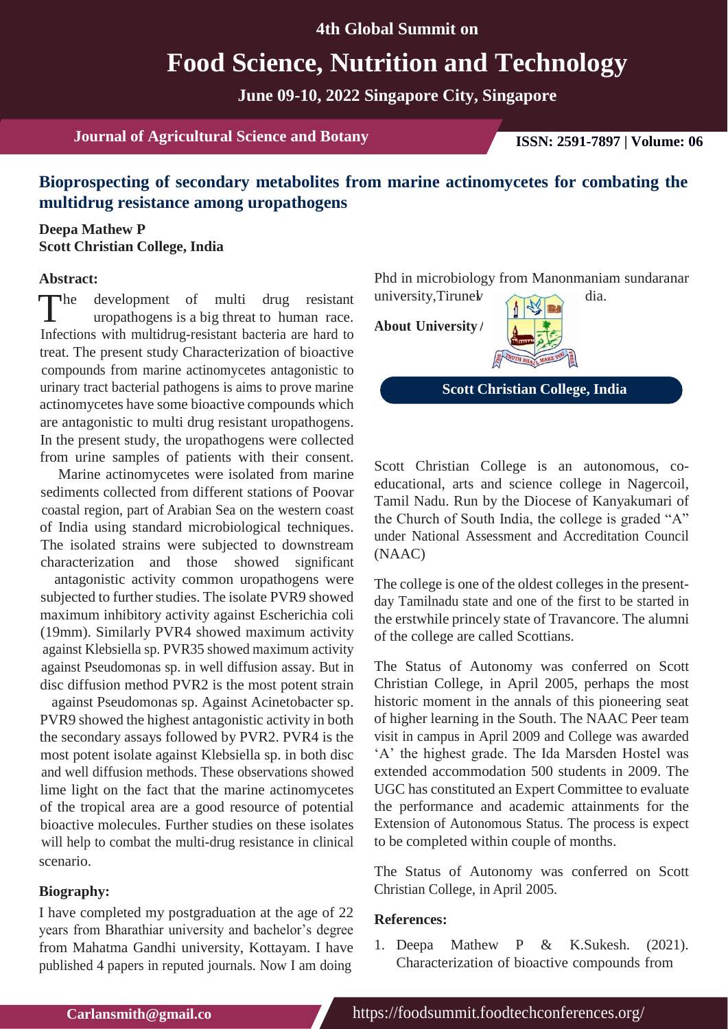4th Global Summit on

# Food Science, Nutrition and Technology

June 09-10, 2022 Singapore City, Singapore

Journal of Agricultural Science and Botany

ISSN: 2591-7897 | Volume: 06

## Bioprospecting of secondary metabolites from marine actinomycetes for combating the multidrug resistance among uropathogens

**Deepa Mathew P**
**Scott Christian College, India**

### Abstract:

The development of multi drug resistant uropathogens is a big threat to human race. Infections with multidrug-resistant bacteria are hard to treat. The present study Characterization of bioactive compounds from marine actinomycetes antagonistic to urinary tract bacterial pathogens is aims to prove marine actinomycetes have some bioactive compounds which are antagonistic to multi drug resistant uropathogens. In the present study, the uropathogens were collected from urine samples of patients with their consent.

Marine actinomycetes were isolated from marine sediments collected from different stations of Poovar coastal region, part of Arabian Sea on the western coast of India using standard microbiological techniques. The isolated strains were subjected to downstream characterization and those showed significant antagonistic activity common uropathogens were subjected to further studies. The isolate PVR9 showed maximum inhibitory activity against Escherichia coli (19mm). Similarly PVR4 showed maximum activity against Klebsiella sp. PVR35 showed maximum activity against Pseudomonas sp. in well diffusion assay. But in disc diffusion method PVR2 is the most potent strain against Pseudomonas sp. Against Acinetobacter sp. PVR9 showed the highest antagonistic activity in both the secondary assays followed by PVR2. PVR4 is the most potent isolate against Klebsiella sp. in both disc and well diffusion methods. These observations showed lime light on the fact that the marine actinomycetes of the tropical area are a good resource of potential bioactive molecules. Further studies on these isolates will help to combat the multi-drug resistance in clinical scenario.

### Biography:

I have completed my postgraduation at the age of 22 years from Bharathiar university and bachelor's degree from Mahatma Gandhi university, Kottayam. I have published 4 papers in reputed journals. Now I am doing Phd in microbiology from Manonmaniam sundaranar university,Tirunelveli, India.

**About University / Scott Christian College, India**

Scott Christian College is an autonomous, co-educational, arts and science college in Nagercoil, Tamil Nadu. Run by the Diocese of Kanyakumari of the Church of South India, the college is graded "A" under National Assessment and Accreditation Council (NAAC)

The college is one of the oldest colleges in the present-day Tamilnadu state and one of the first to be started in the erstwhile princely state of Travancore. The alumni of the college are called Scottians.

The Status of Autonomy was conferred on Scott Christian College, in April 2005, perhaps the most historic moment in the annals of this pioneering seat of higher learning in the South. The NAAC Peer team visit in campus in April 2009 and College was awarded 'A' the highest grade. The Ida Marsden Hostel was extended accommodation 500 students in 2009. The UGC has constituted an Expert Committee to evaluate the performance and academic attainments for the Extension of Autonomous Status. The process is expect to be completed within couple of months.

The Status of Autonomy was conferred on Scott Christian College, in April 2005.

### References:

1. Deepa Mathew P & K.Sukesh. (2021). Characterization of bioactive compounds from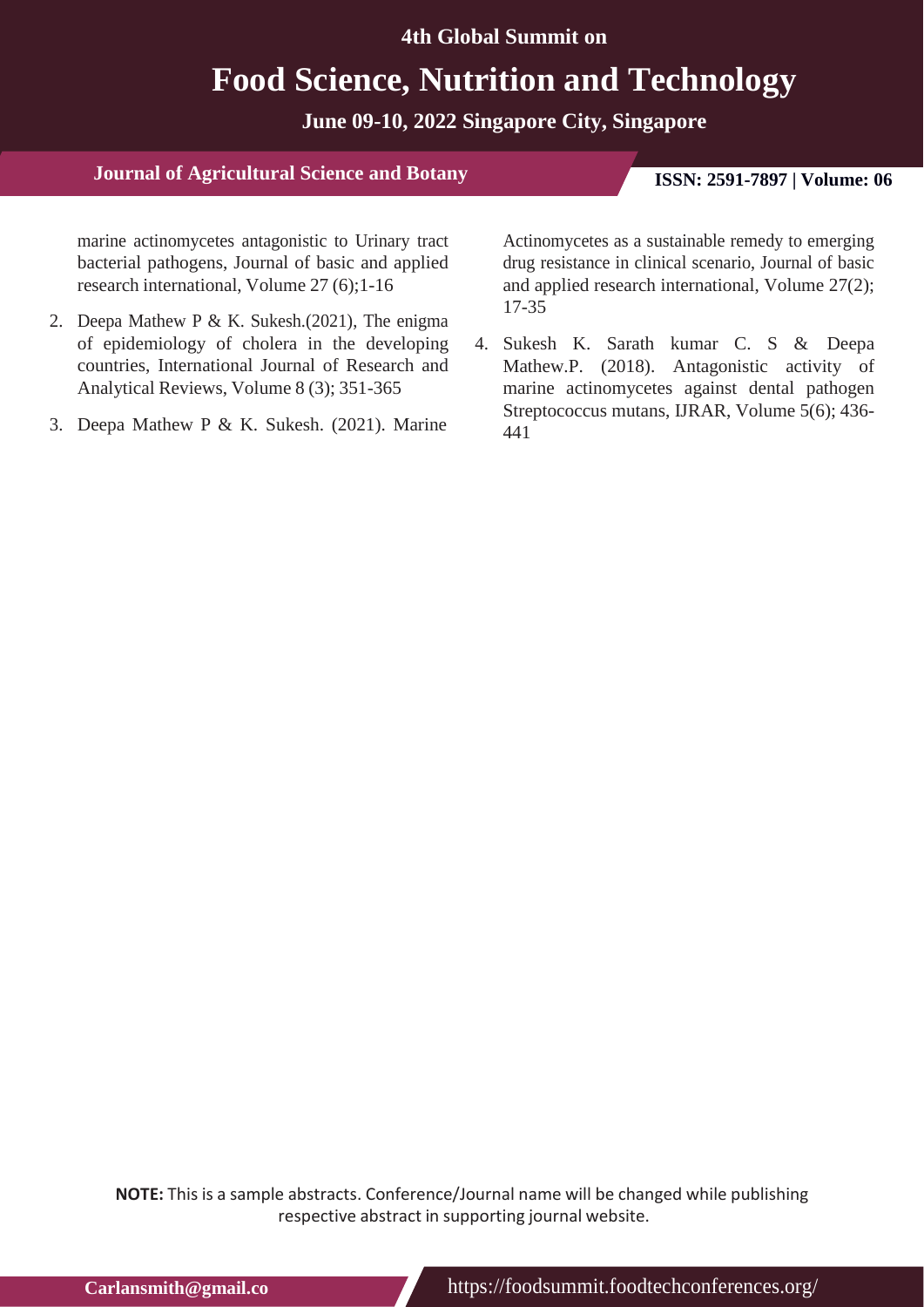marine actinomycetes antagonistic to Urinary tract bacterial pathogens, Journal of basic and applied research international, Volume 27 (6);1-16

2. Deepa Mathew P & K. Sukesh.(2021), The enigma of epidemiology of cholera in the developing countries, International Journal of Research and Analytical Reviews, Volume 8 (3); 351-365

3. Deepa Mathew P & K. Sukesh. (2021). Marine Actinomycetes as a sustainable remedy to emerging drug resistance in clinical scenario, Journal of basic and applied research international, Volume 27(2); 17-35

4. Sukesh K. Sarath kumar C. S & Deepa Mathew.P. (2018). Antagonistic activity of marine actinomycetes against dental pathogen Streptococcus mutans, IJRAR, Volume 5(6); 436-441

**NOTE:** This is a sample abstracts. Conference/Journal name will be changed while publishing respective abstract in supporting journal website.